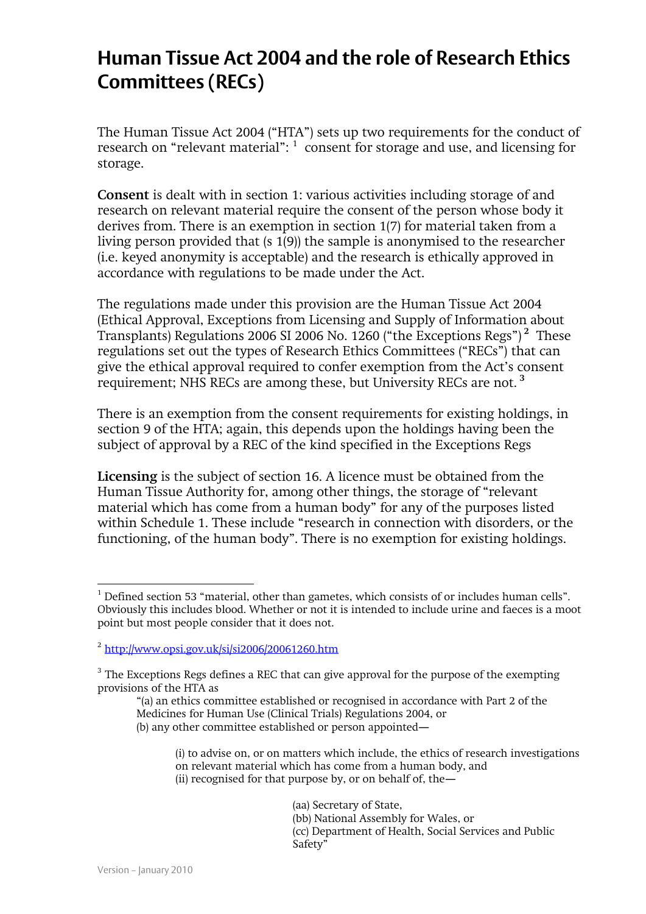# Human Tissue Act 2004 and the role of Research Ethics Committees (RECs)

The Human Tissue Act 2004 ("HTA") sets up two requirements for the conduct of research on "relevant material": [1] consent for storage and use, and licensing for storage.

**Consent** is dealt with in section 1: various activities including storage of and research on relevant material require the consent of the person whose body it derives from. There is an exemption in section 1(7) for material taken from a living person provided that (s 1(9)) the sample is anonymised to the researcher (i.e. keyed anonymity is acceptable) and the research is ethically approved in accordance with regulations to be made under the Act.

The regulations made under this provision are the Human Tissue Act 2004 (Ethical Approval, Exceptions from Licensing and Supply of Information about Transplants) Regulations 2006 SI 2006 No. 1260 ("the Exceptions Regs") [2] These regulations set out the types of Research Ethics Committees ("RECs") that can give the ethical approval required to confer exemption from the Act's consent requirement; NHS RECs are among these, but University RECs are not. [3]

There is an exemption from the consent requirements for existing holdings, in section 9 of the HTA; again, this depends upon the holdings having been the subject of approval by a REC of the kind specified in the Exceptions Regs

**Licensing** is the subject of section 16. A licence must be obtained from the Human Tissue Authority for, among other things, the storage of "relevant material which has come from a human body" for any of the purposes listed within Schedule 1. These include "research in connection with disorders, or the functioning, of the human body". There is no exemption for existing holdings.

---

[1] Defined section 53 "material, other than gametes, which consists of or includes human cells". Obviously this includes blood. Whether or not it is intended to include urine and faeces is a moot point but most people consider that it does not.

[2] http://www.opsi.gov.uk/si/si2006/20061260.htm

[3] The Exceptions Regs defines a REC that can give approval for the purpose of the exempting provisions of the HTA as

> "(a) an ethics committee established or recognised in accordance with Part 2 of the Medicines for Human Use (Clinical Trials) Regulations 2004, or
> (b) any other committee established or person appointed—
>
> > (i) to advise on, or on matters which include, the ethics of research investigations on relevant material which has come from a human body, and
> > (ii) recognised for that purpose by, or on behalf of, the—
> >
> > > (aa) Secretary of State,
> > > (bb) National Assembly for Wales, or
> > > (cc) Department of Health, Social Services and Public Safety"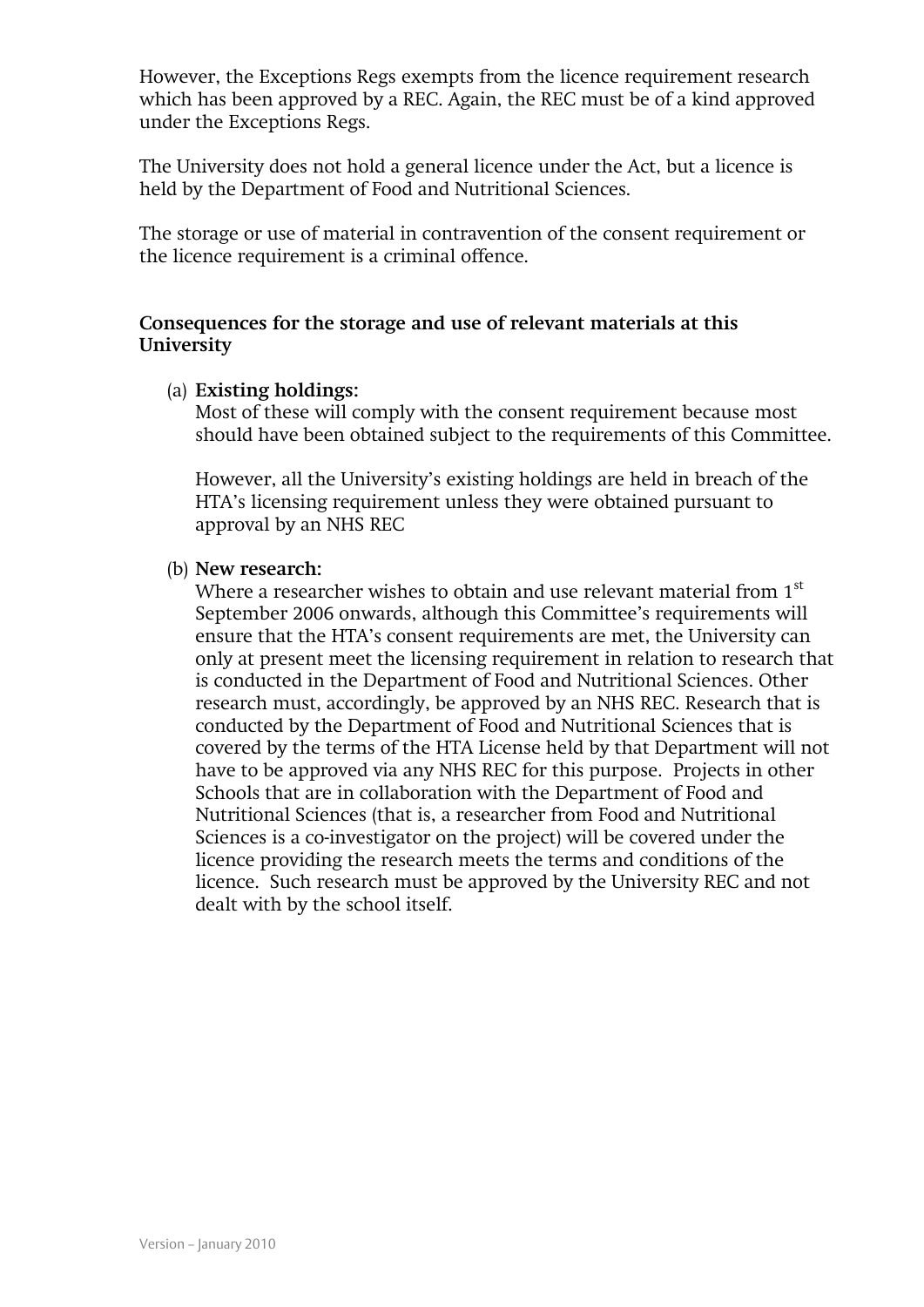However, the Exceptions Regs exempts from the licence requirement research which has been approved by a REC. Again, the REC must be of a kind approved under the Exceptions Regs.

The University does not hold a general licence under the Act, but a licence is held by the Department of Food and Nutritional Sciences.

The storage or use of material in contravention of the consent requirement or the licence requirement is a criminal offence.

**Consequences for the storage and use of relevant materials at this University**

(a) **Existing holdings:**
Most of these will comply with the consent requirement because most should have been obtained subject to the requirements of this Committee.

However, all the University's existing holdings are held in breach of the HTA's licensing requirement unless they were obtained pursuant to approval by an NHS REC

(b) **New research:**
Where a researcher wishes to obtain and use relevant material from 1st September 2006 onwards, although this Committee's requirements will ensure that the HTA's consent requirements are met, the University can only at present meet the licensing requirement in relation to research that is conducted in the Department of Food and Nutritional Sciences. Other research must, accordingly, be approved by an NHS REC. Research that is conducted by the Department of Food and Nutritional Sciences that is covered by the terms of the HTA License held by that Department will not have to be approved via any NHS REC for this purpose. Projects in other Schools that are in collaboration with the Department of Food and Nutritional Sciences (that is, a researcher from Food and Nutritional Sciences is a co-investigator on the project) will be covered under the licence providing the research meets the terms and conditions of the licence. Such research must be approved by the University REC and not dealt with by the school itself.